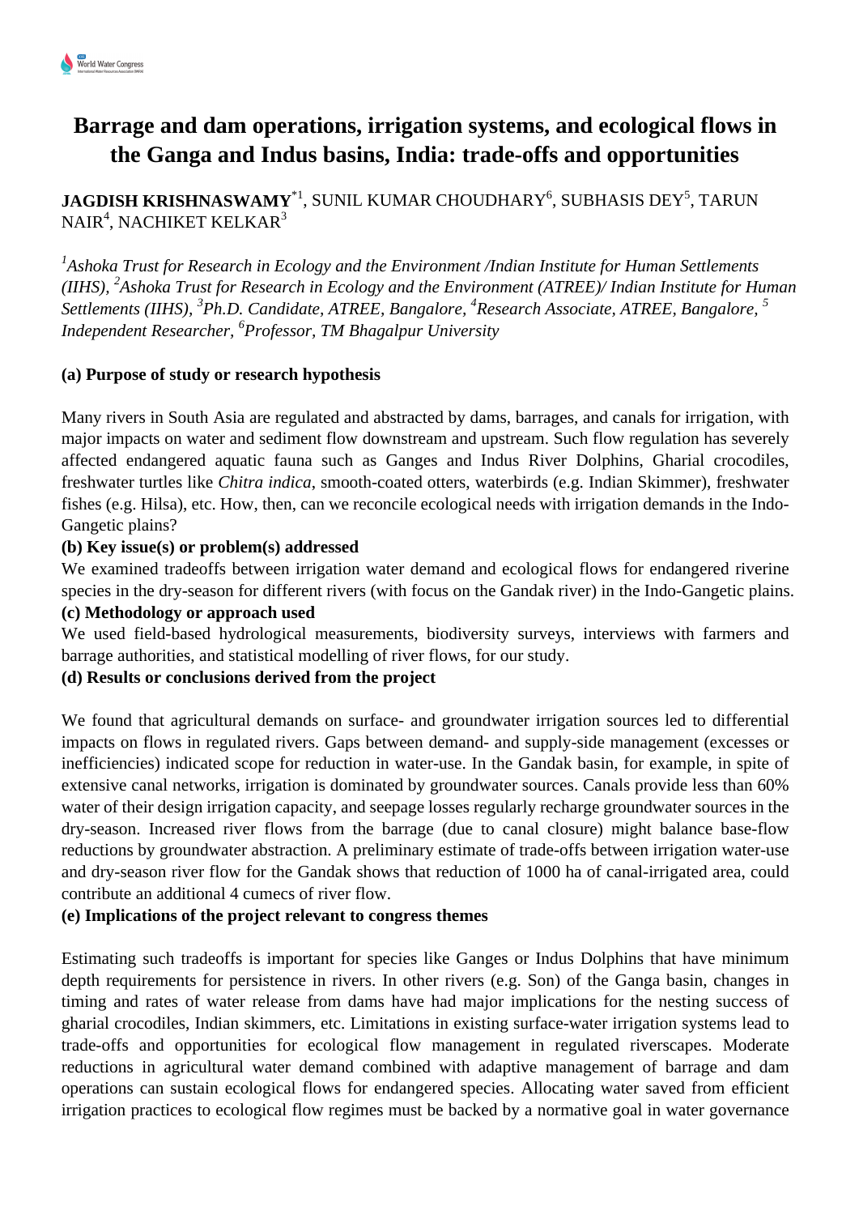# Barrage and dam operations, irrigation systems, and ecological flows in the Ganga and Indus basins, India: trade-offs and opportunities

**JAGDISH KRISHNASWAMY**[*1], SUNIL KUMAR CHOUDHARY[6], SUBHASIS DEY[5], TARUN NAIR[4], NACHIKET KELKAR[3]

*[1]Ashoka Trust for Research in Ecology and the Environment /Indian Institute for Human Settlements (IIHS), [2]Ashoka Trust for Research in Ecology and the Environment (ATREE)/ Indian Institute for Human Settlements (IIHS), [3]Ph.D. Candidate, ATREE, Bangalore, [4]Research Associate, ATREE, Bangalore, [5] Independent Researcher, [6]Professor, TM Bhagalpur University*

**(a) Purpose of study or research hypothesis**

Many rivers in South Asia are regulated and abstracted by dams, barrages, and canals for irrigation, with major impacts on water and sediment flow downstream and upstream. Such flow regulation has severely affected endangered aquatic fauna such as Ganges and Indus River Dolphins, Gharial crocodiles, freshwater turtles like *Chitra indica*, smooth-coated otters, waterbirds (e.g. Indian Skimmer), freshwater fishes (e.g. Hilsa), etc. How, then, can we reconcile ecological needs with irrigation demands in the Indo-Gangetic plains?

**(b) Key issue(s) or problem(s) addressed**

We examined tradeoffs between irrigation water demand and ecological flows for endangered riverine species in the dry-season for different rivers (with focus on the Gandak river) in the Indo-Gangetic plains.

**(c) Methodology or approach used**

We used field-based hydrological measurements, biodiversity surveys, interviews with farmers and barrage authorities, and statistical modelling of river flows, for our study.

**(d) Results or conclusions derived from the project**

We found that agricultural demands on surface- and groundwater irrigation sources led to differential impacts on flows in regulated rivers. Gaps between demand- and supply-side management (excesses or inefficiencies) indicated scope for reduction in water-use. In the Gandak basin, for example, in spite of extensive canal networks, irrigation is dominated by groundwater sources. Canals provide less than 60% water of their design irrigation capacity, and seepage losses regularly recharge groundwater sources in the dry-season. Increased river flows from the barrage (due to canal closure) might balance base-flow reductions by groundwater abstraction. A preliminary estimate of trade-offs between irrigation water-use and dry-season river flow for the Gandak shows that reduction of 1000 ha of canal-irrigated area, could contribute an additional 4 cumecs of river flow.

**(e) Implications of the project relevant to congress themes**

Estimating such tradeoffs is important for species like Ganges or Indus Dolphins that have minimum depth requirements for persistence in rivers. In other rivers (e.g. Son) of the Ganga basin, changes in timing and rates of water release from dams have had major implications for the nesting success of gharial crocodiles, Indian skimmers, etc. Limitations in existing surface-water irrigation systems lead to trade-offs and opportunities for ecological flow management in regulated riverscapes. Moderate reductions in agricultural water demand combined with adaptive management of barrage and dam operations can sustain ecological flows for endangered species. Allocating water saved from efficient irrigation practices to ecological flow regimes must be backed by a normative goal in water governance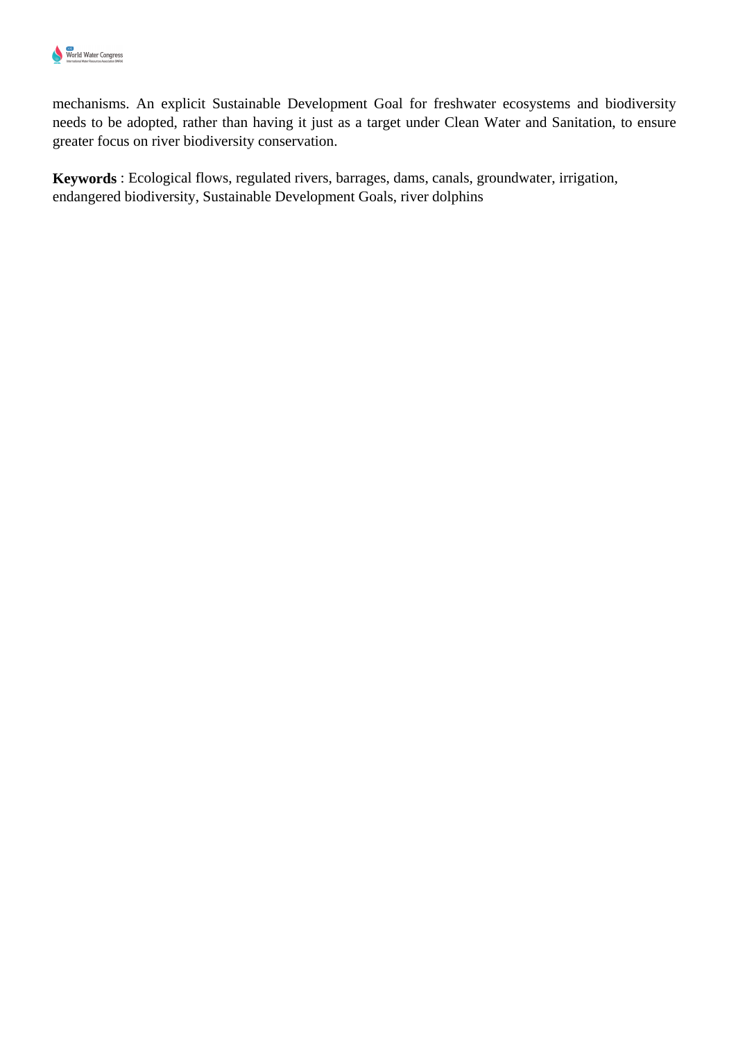mechanisms. An explicit Sustainable Development Goal for freshwater ecosystems and biodiversity needs to be adopted, rather than having it just as a target under Clean Water and Sanitation, to ensure greater focus on river biodiversity conservation.

**Keywords** : Ecological flows, regulated rivers, barrages, dams, canals, groundwater, irrigation, endangered biodiversity, Sustainable Development Goals, river dolphins